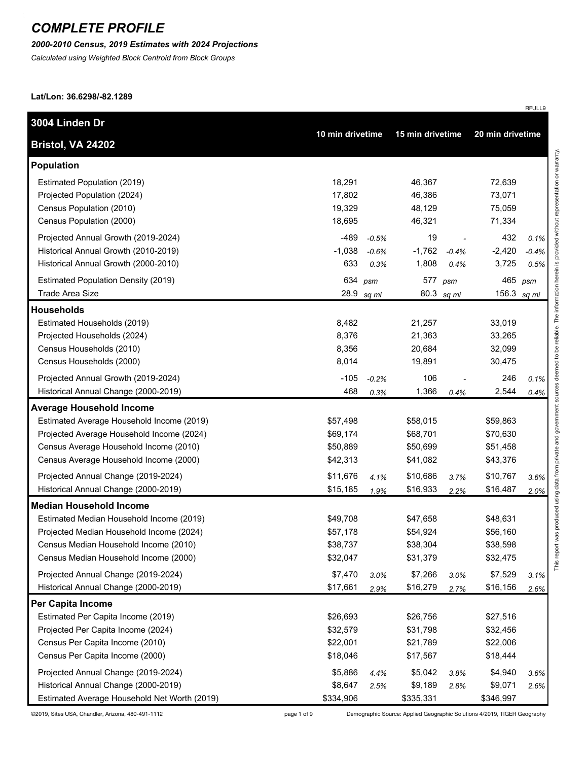# COMPLETE PROFILE

***2000-2010 Census, 2019 Estimates with 2024 Projections***

*Calculated using Weighted Block Centroid from Block Groups*

**Lat/Lon: 36.6298/-82.1289**

RFULL9

| 3004 Linden Dr<br>Bristol, VA 24202 | 10 min drivetime | | 15 min drivetime | | 20 min drivetime | |
|---|---|---|---|---|---|---|
| **Population** | | | | | | |
| Estimated Population (2019) | 18,291 | | 46,367 | | 72,639 | |
| Projected Population (2024) | 17,802 | | 46,386 | | 73,071 | |
| Census Population (2010) | 19,329 | | 48,129 | | 75,059 | |
| Census Population (2000) | 18,695 | | 46,321 | | 71,334 | |
| Projected Annual Growth (2019-2024) | -489 | *-0.5%* | 19 | - | 432 | *0.1%* |
| Historical Annual Growth (2010-2019) | -1,038 | *-0.6%* | -1,762 | *-0.4%* | -2,420 | *-0.4%* |
| Historical Annual Growth (2000-2010) | 633 | *0.3%* | 1,808 | *0.4%* | 3,725 | *0.5%* |
| Estimated Population Density (2019) | 634 | *psm* | 577 | *psm* | 465 | *psm* |
| Trade Area Size | 28.9 | *sq mi* | 80.3 | *sq mi* | 156.3 | *sq mi* |
| **Households** | | | | | | |
| Estimated Households (2019) | 8,482 | | 21,257 | | 33,019 | |
| Projected Households (2024) | 8,376 | | 21,363 | | 33,265 | |
| Census Households (2010) | 8,356 | | 20,684 | | 32,099 | |
| Census Households (2000) | 8,014 | | 19,891 | | 30,475 | |
| Projected Annual Growth (2019-2024) | -105 | *-0.2%* | 106 | - | 246 | *0.1%* |
| Historical Annual Change (2000-2019) | 468 | *0.3%* | 1,366 | *0.4%* | 2,544 | *0.4%* |
| **Average Household Income** | | | | | | |
| Estimated Average Household Income (2019) | $57,498 | | $58,015 | | $59,863 | |
| Projected Average Household Income (2024) | $69,174 | | $68,701 | | $70,630 | |
| Census Average Household Income (2010) | $50,889 | | $50,699 | | $51,458 | |
| Census Average Household Income (2000) | $42,313 | | $41,082 | | $43,376 | |
| Projected Annual Change (2019-2024) | $11,676 | *4.1%* | $10,686 | *3.7%* | $10,767 | *3.6%* |
| Historical Annual Change (2000-2019) | $15,185 | *1.9%* | $16,933 | *2.2%* | $16,487 | *2.0%* |
| **Median Household Income** | | | | | | |
| Estimated Median Household Income (2019) | $49,708 | | $47,658 | | $48,631 | |
| Projected Median Household Income (2024) | $57,178 | | $54,924 | | $56,160 | |
| Census Median Household Income (2010) | $38,737 | | $38,304 | | $38,598 | |
| Census Median Household Income (2000) | $32,047 | | $31,379 | | $32,475 | |
| Projected Annual Change (2019-2024) | $7,470 | *3.0%* | $7,266 | *3.0%* | $7,529 | *3.1%* |
| Historical Annual Change (2000-2019) | $17,661 | *2.9%* | $16,279 | *2.7%* | $16,156 | *2.6%* |
| **Per Capita Income** | | | | | | |
| Estimated Per Capita Income (2019) | $26,693 | | $26,756 | | $27,516 | |
| Projected Per Capita Income (2024) | $32,579 | | $31,798 | | $32,456 | |
| Census Per Capita Income (2010) | $22,001 | | $21,789 | | $22,006 | |
| Census Per Capita Income (2000) | $18,046 | | $17,567 | | $18,444 | |
| Projected Annual Change (2019-2024) | $5,886 | *4.4%* | $5,042 | *3.8%* | $4,940 | *3.6%* |
| Historical Annual Change (2000-2019) | $8,647 | *2.5%* | $9,189 | *2.8%* | $9,071 | *2.6%* |
| Estimated Average Household Net Worth (2019) | $334,906 | | $335,331 | | $346,997 | |

This report was produced using data from private and government sources deemed to be reliable. The information herein is provided without representation or warranty.

©2019, Sites USA, Chandler, Arizona, 480-491-1112

Demographic Source: Applied Geographic Solutions 4/2019, TIGER Geography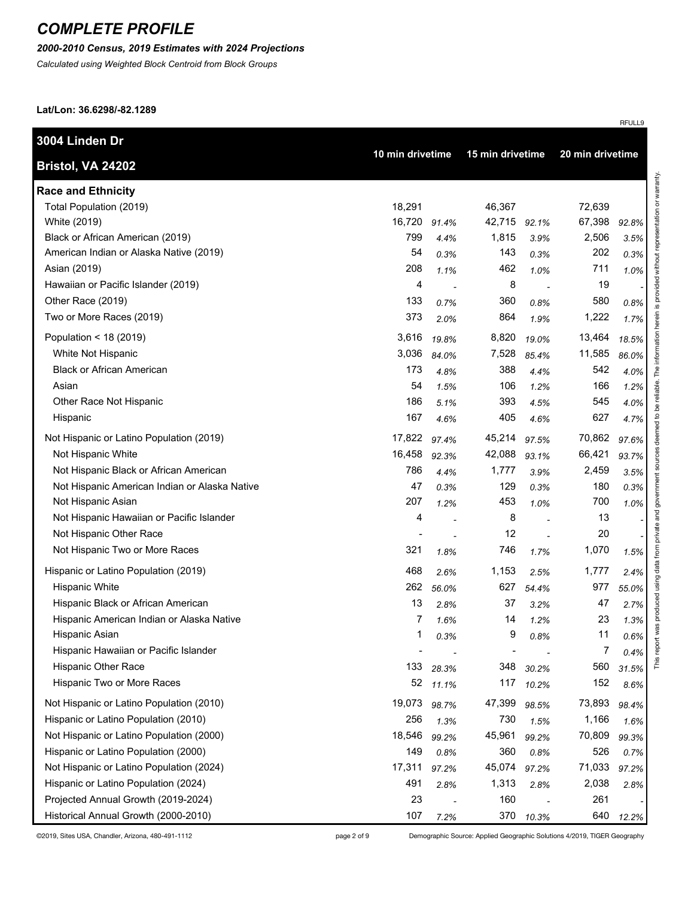# COMPLETE PROFILE

***2000-2010 Census, 2019 Estimates with 2024 Projections***

*Calculated using Weighted Block Centroid from Block Groups*

**Lat/Lon: 36.6298/-82.1289**

RFULL9

| 3004 Linden Dr<br>Bristol, VA 24202 | 10 min drivetime | | 15 min drivetime | | 20 min drivetime | |
|---|---|---|---|---|---|---|
| **Race and Ethnicity** | | | | | | |
| Total Population (2019) | 18,291 | | 46,367 | | 72,639 | |
| White (2019) | 16,720 | 91.4% | 42,715 | 92.1% | 67,398 | 92.8% |
| Black or African American (2019) | 799 | 4.4% | 1,815 | 3.9% | 2,506 | 3.5% |
| American Indian or Alaska Native (2019) | 54 | 0.3% | 143 | 0.3% | 202 | 0.3% |
| Asian (2019) | 208 | 1.1% | 462 | 1.0% | 711 | 1.0% |
| Hawaiian or Pacific Islander (2019) | 4 | - | 8 | - | 19 | - |
| Other Race (2019) | 133 | 0.7% | 360 | 0.8% | 580 | 0.8% |
| Two or More Races (2019) | 373 | 2.0% | 864 | 1.9% | 1,222 | 1.7% |
| Population < 18 (2019) | 3,616 | 19.8% | 8,820 | 19.0% | 13,464 | 18.5% |
| White Not Hispanic | 3,036 | 84.0% | 7,528 | 85.4% | 11,585 | 86.0% |
| Black or African American | 173 | 4.8% | 388 | 4.4% | 542 | 4.0% |
| Asian | 54 | 1.5% | 106 | 1.2% | 166 | 1.2% |
| Other Race Not Hispanic | 186 | 5.1% | 393 | 4.5% | 545 | 4.0% |
| Hispanic | 167 | 4.6% | 405 | 4.6% | 627 | 4.7% |
| Not Hispanic or Latino Population (2019) | 17,822 | 97.4% | 45,214 | 97.5% | 70,862 | 97.6% |
| Not Hispanic White | 16,458 | 92.3% | 42,088 | 93.1% | 66,421 | 93.7% |
| Not Hispanic Black or African American | 786 | 4.4% | 1,777 | 3.9% | 2,459 | 3.5% |
| Not Hispanic American Indian or Alaska Native | 47 | 0.3% | 129 | 0.3% | 180 | 0.3% |
| Not Hispanic Asian | 207 | 1.2% | 453 | 1.0% | 700 | 1.0% |
| Not Hispanic Hawaiian or Pacific Islander | 4 | - | 8 | - | 13 | - |
| Not Hispanic Other Race | - | - | 12 | - | 20 | - |
| Not Hispanic Two or More Races | 321 | 1.8% | 746 | 1.7% | 1,070 | 1.5% |
| Hispanic or Latino Population (2019) | 468 | 2.6% | 1,153 | 2.5% | 1,777 | 2.4% |
| Hispanic White | 262 | 56.0% | 627 | 54.4% | 977 | 55.0% |
| Hispanic Black or African American | 13 | 2.8% | 37 | 3.2% | 47 | 2.7% |
| Hispanic American Indian or Alaska Native | 7 | 1.6% | 14 | 1.2% | 23 | 1.3% |
| Hispanic Asian | 1 | 0.3% | 9 | 0.8% | 11 | 0.6% |
| Hispanic Hawaiian or Pacific Islander | - | - | - | - | 7 | 0.4% |
| Hispanic Other Race | 133 | 28.3% | 348 | 30.2% | 560 | 31.5% |
| Hispanic Two or More Races | 52 | 11.1% | 117 | 10.2% | 152 | 8.6% |
| Not Hispanic or Latino Population (2010) | 19,073 | 98.7% | 47,399 | 98.5% | 73,893 | 98.4% |
| Hispanic or Latino Population (2010) | 256 | 1.3% | 730 | 1.5% | 1,166 | 1.6% |
| Not Hispanic or Latino Population (2000) | 18,546 | 99.2% | 45,961 | 99.2% | 70,809 | 99.3% |
| Hispanic or Latino Population (2000) | 149 | 0.8% | 360 | 0.8% | 526 | 0.7% |
| Not Hispanic or Latino Population (2024) | 17,311 | 97.2% | 45,074 | 97.2% | 71,033 | 97.2% |
| Hispanic or Latino Population (2024) | 491 | 2.8% | 1,313 | 2.8% | 2,038 | 2.8% |
| Projected Annual Growth (2019-2024) | 23 | - | 160 | - | 261 | - |
| Historical Annual Growth (2000-2010) | 107 | 7.2% | 370 | 10.3% | 640 | 12.2% |

This report was produced using data from private and government sources deemed to be reliable. The information herein is provided without representation or warranty.

©2019, Sites USA, Chandler, Arizona, 480-491-1112

Demographic Source: Applied Geographic Solutions 4/2019, TIGER Geography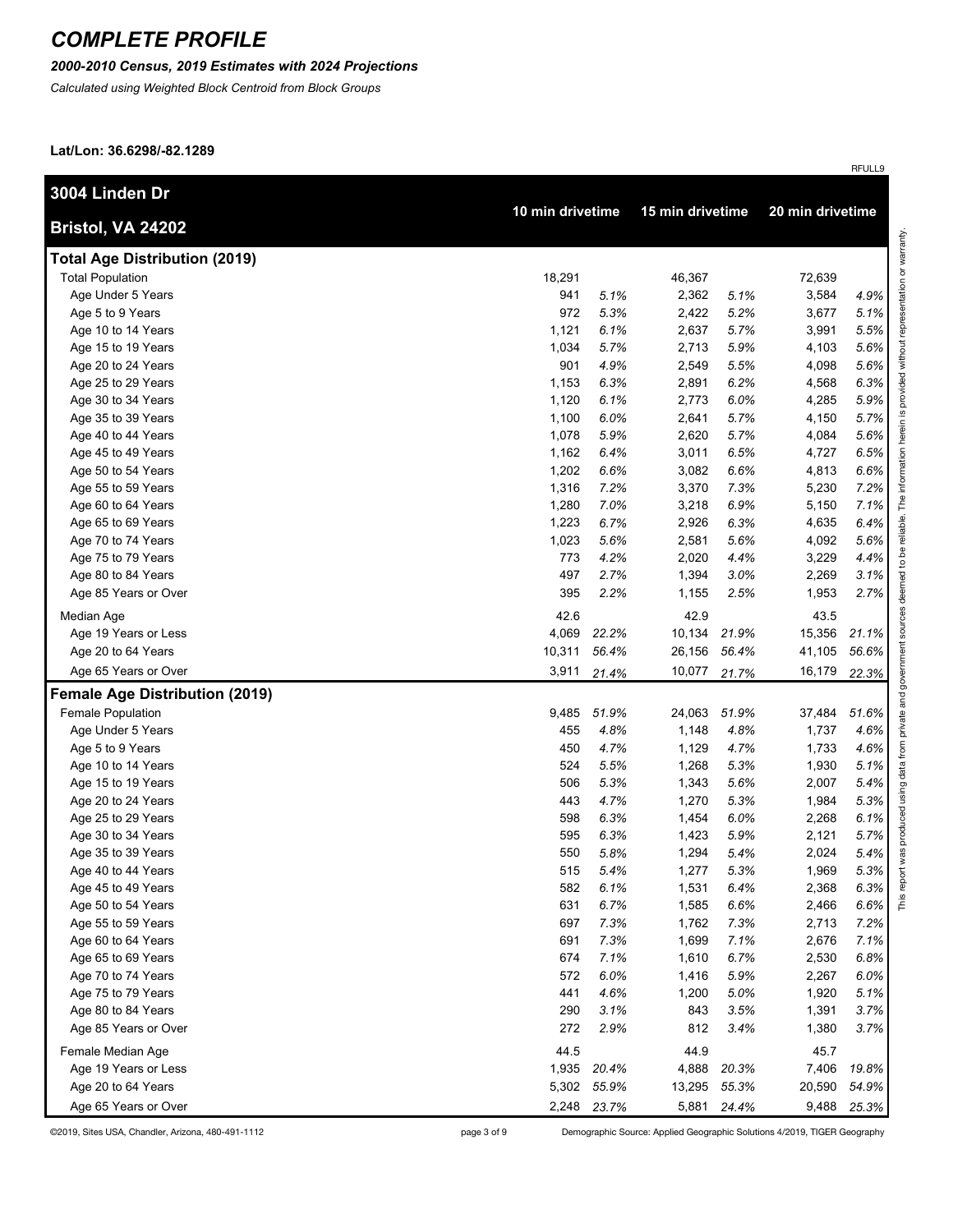# COMPLETE PROFILE

***2000-2010 Census, 2019 Estimates with 2024 Projections***

*Calculated using Weighted Block Centroid from Block Groups*

**Lat/Lon: 36.6298/-82.1289**

RFULL9

| **3004 Linden Dr** **Bristol, VA 24202** | **10 min drivetime** | | **15 min drivetime** | | **20 min drivetime** | |
|---|---|---|---|---|---|---|
| **Total Age Distribution (2019)** | | | | | | |
| Total Population | 18,291 | | 46,367 | | 72,639 | |
| Age Under 5 Years | 941 | *5.1%* | 2,362 | *5.1%* | 3,584 | *4.9%* |
| Age 5 to 9 Years | 972 | *5.3%* | 2,422 | *5.2%* | 3,677 | *5.1%* |
| Age 10 to 14 Years | 1,121 | *6.1%* | 2,637 | *5.7%* | 3,991 | *5.5%* |
| Age 15 to 19 Years | 1,034 | *5.7%* | 2,713 | *5.9%* | 4,103 | *5.6%* |
| Age 20 to 24 Years | 901 | *4.9%* | 2,549 | *5.5%* | 4,098 | *5.6%* |
| Age 25 to 29 Years | 1,153 | *6.3%* | 2,891 | *6.2%* | 4,568 | *6.3%* |
| Age 30 to 34 Years | 1,120 | *6.1%* | 2,773 | *6.0%* | 4,285 | *5.9%* |
| Age 35 to 39 Years | 1,100 | *6.0%* | 2,641 | *5.7%* | 4,150 | *5.7%* |
| Age 40 to 44 Years | 1,078 | *5.9%* | 2,620 | *5.7%* | 4,084 | *5.6%* |
| Age 45 to 49 Years | 1,162 | *6.4%* | 3,011 | *6.5%* | 4,727 | *6.5%* |
| Age 50 to 54 Years | 1,202 | *6.6%* | 3,082 | *6.6%* | 4,813 | *6.6%* |
| Age 55 to 59 Years | 1,316 | *7.2%* | 3,370 | *7.3%* | 5,230 | *7.2%* |
| Age 60 to 64 Years | 1,280 | *7.0%* | 3,218 | *6.9%* | 5,150 | *7.1%* |
| Age 65 to 69 Years | 1,223 | *6.7%* | 2,926 | *6.3%* | 4,635 | *6.4%* |
| Age 70 to 74 Years | 1,023 | *5.6%* | 2,581 | *5.6%* | 4,092 | *5.6%* |
| Age 75 to 79 Years | 773 | *4.2%* | 2,020 | *4.4%* | 3,229 | *4.4%* |
| Age 80 to 84 Years | 497 | *2.7%* | 1,394 | *3.0%* | 2,269 | *3.1%* |
| Age 85 Years or Over | 395 | *2.2%* | 1,155 | *2.5%* | 1,953 | *2.7%* |
| Median Age | 42.6 | | 42.9 | | 43.5 | |
| Age 19 Years or Less | 4,069 | *22.2%* | 10,134 | *21.9%* | 15,356 | *21.1%* |
| Age 20 to 64 Years | 10,311 | *56.4%* | 26,156 | *56.4%* | 41,105 | *56.6%* |
| Age 65 Years or Over | 3,911 | *21.4%* | 10,077 | *21.7%* | 16,179 | *22.3%* |
| **Female Age Distribution (2019)** | | | | | | |
| Female Population | 9,485 | *51.9%* | 24,063 | *51.9%* | 37,484 | *51.6%* |
| Age Under 5 Years | 455 | *4.8%* | 1,148 | *4.8%* | 1,737 | *4.6%* |
| Age 5 to 9 Years | 450 | *4.7%* | 1,129 | *4.7%* | 1,733 | *4.6%* |
| Age 10 to 14 Years | 524 | *5.5%* | 1,268 | *5.3%* | 1,930 | *5.1%* |
| Age 15 to 19 Years | 506 | *5.3%* | 1,343 | *5.6%* | 2,007 | *5.4%* |
| Age 20 to 24 Years | 443 | *4.7%* | 1,270 | *5.3%* | 1,984 | *5.3%* |
| Age 25 to 29 Years | 598 | *6.3%* | 1,454 | *6.0%* | 2,268 | *6.1%* |
| Age 30 to 34 Years | 595 | *6.3%* | 1,423 | *5.9%* | 2,121 | *5.7%* |
| Age 35 to 39 Years | 550 | *5.8%* | 1,294 | *5.4%* | 2,024 | *5.4%* |
| Age 40 to 44 Years | 515 | *5.4%* | 1,277 | *5.3%* | 1,969 | *5.3%* |
| Age 45 to 49 Years | 582 | *6.1%* | 1,531 | *6.4%* | 2,368 | *6.3%* |
| Age 50 to 54 Years | 631 | *6.7%* | 1,585 | *6.6%* | 2,466 | *6.6%* |
| Age 55 to 59 Years | 697 | *7.3%* | 1,762 | *7.3%* | 2,713 | *7.2%* |
| Age 60 to 64 Years | 691 | *7.3%* | 1,699 | *7.1%* | 2,676 | *7.1%* |
| Age 65 to 69 Years | 674 | *7.1%* | 1,610 | *6.7%* | 2,530 | *6.8%* |
| Age 70 to 74 Years | 572 | *6.0%* | 1,416 | *5.9%* | 2,267 | *6.0%* |
| Age 75 to 79 Years | 441 | *4.6%* | 1,200 | *5.0%* | 1,920 | *5.1%* |
| Age 80 to 84 Years | 290 | *3.1%* | 843 | *3.5%* | 1,391 | *3.7%* |
| Age 85 Years or Over | 272 | *2.9%* | 812 | *3.4%* | 1,380 | *3.7%* |
| Female Median Age | 44.5 | | 44.9 | | 45.7 | |
| Age 19 Years or Less | 1,935 | *20.4%* | 4,888 | *20.3%* | 7,406 | *19.8%* |
| Age 20 to 64 Years | 5,302 | *55.9%* | 13,295 | *55.3%* | 20,590 | *54.9%* |
| Age 65 Years or Over | 2,248 | *23.7%* | 5,881 | *24.4%* | 9,488 | *25.3%* |

This report was produced using data from private and government sources deemed to be reliable. The information herein is provided without representation or warranty.

©2019, Sites USA, Chandler, Arizona, 480-491-1112

Demographic Source: Applied Geographic Solutions 4/2019, TIGER Geography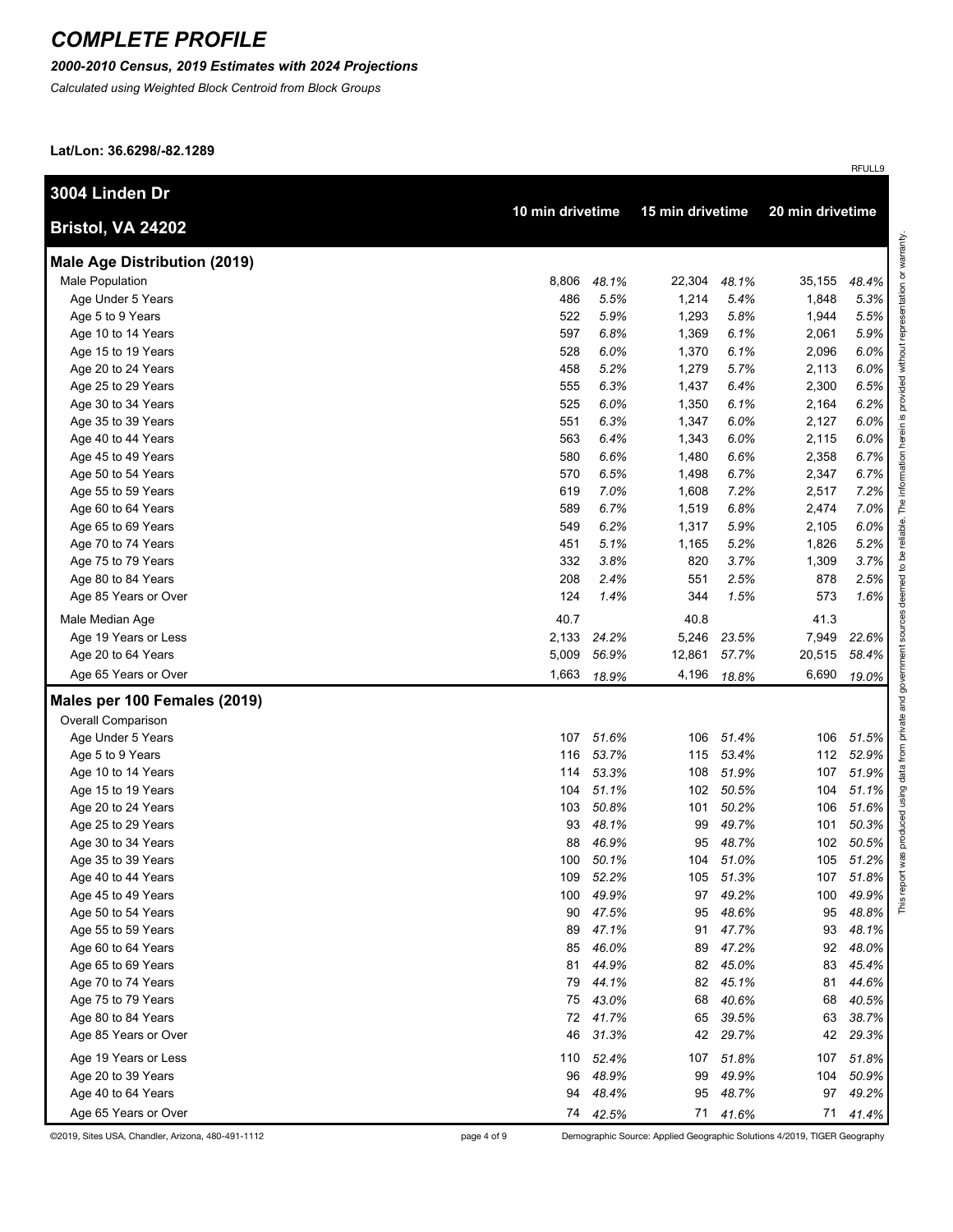# COMPLETE PROFILE

***2000-2010 Census, 2019 Estimates with 2024 Projections***

*Calculated using Weighted Block Centroid from Block Groups*

**Lat/Lon: 36.6298/-82.1289**

RFULL9

| **3004 Linden Dr Bristol, VA 24202** | **10 min drivetime** | | **15 min drivetime** | | **20 min drivetime** | |
|---|---|---|---|---|---|---|
| **Male Age Distribution (2019)** | | | | | | |
| Male Population | 8,806 | *48.1%* | 22,304 | *48.1%* | 35,155 | *48.4%* |
| Age Under 5 Years | 486 | *5.5%* | 1,214 | *5.4%* | 1,848 | *5.3%* |
| Age 5 to 9 Years | 522 | *5.9%* | 1,293 | *5.8%* | 1,944 | *5.5%* |
| Age 10 to 14 Years | 597 | *6.8%* | 1,369 | *6.1%* | 2,061 | *5.9%* |
| Age 15 to 19 Years | 528 | *6.0%* | 1,370 | *6.1%* | 2,096 | *6.0%* |
| Age 20 to 24 Years | 458 | *5.2%* | 1,279 | *5.7%* | 2,113 | *6.0%* |
| Age 25 to 29 Years | 555 | *6.3%* | 1,437 | *6.4%* | 2,300 | *6.5%* |
| Age 30 to 34 Years | 525 | *6.0%* | 1,350 | *6.1%* | 2,164 | *6.2%* |
| Age 35 to 39 Years | 551 | *6.3%* | 1,347 | *6.0%* | 2,127 | *6.0%* |
| Age 40 to 44 Years | 563 | *6.4%* | 1,343 | *6.0%* | 2,115 | *6.0%* |
| Age 45 to 49 Years | 580 | *6.6%* | 1,480 | *6.6%* | 2,358 | *6.7%* |
| Age 50 to 54 Years | 570 | *6.5%* | 1,498 | *6.7%* | 2,347 | *6.7%* |
| Age 55 to 59 Years | 619 | *7.0%* | 1,608 | *7.2%* | 2,517 | *7.2%* |
| Age 60 to 64 Years | 589 | *6.7%* | 1,519 | *6.8%* | 2,474 | *7.0%* |
| Age 65 to 69 Years | 549 | *6.2%* | 1,317 | *5.9%* | 2,105 | *6.0%* |
| Age 70 to 74 Years | 451 | *5.1%* | 1,165 | *5.2%* | 1,826 | *5.2%* |
| Age 75 to 79 Years | 332 | *3.8%* | 820 | *3.7%* | 1,309 | *3.7%* |
| Age 80 to 84 Years | 208 | *2.4%* | 551 | *2.5%* | 878 | *2.5%* |
| Age 85 Years or Over | 124 | *1.4%* | 344 | *1.5%* | 573 | *1.6%* |
| Male Median Age | 40.7 | | 40.8 | | 41.3 | |
| Age 19 Years or Less | 2,133 | *24.2%* | 5,246 | *23.5%* | 7,949 | *22.6%* |
| Age 20 to 64 Years | 5,009 | *56.9%* | 12,861 | *57.7%* | 20,515 | *58.4%* |
| Age 65 Years or Over | 1,663 | *18.9%* | 4,196 | *18.8%* | 6,690 | *19.0%* |
| **Males per 100 Females (2019)** | | | | | | |
| Overall Comparison | | | | | | |
| Age Under 5 Years | 107 | *51.6%* | 106 | *51.4%* | 106 | *51.5%* |
| Age 5 to 9 Years | 116 | *53.7%* | 115 | *53.4%* | 112 | *52.9%* |
| Age 10 to 14 Years | 114 | *53.3%* | 108 | *51.9%* | 107 | *51.9%* |
| Age 15 to 19 Years | 104 | *51.1%* | 102 | *50.5%* | 104 | *51.1%* |
| Age 20 to 24 Years | 103 | *50.8%* | 101 | *50.2%* | 106 | *51.6%* |
| Age 25 to 29 Years | 93 | *48.1%* | 99 | *49.7%* | 101 | *50.3%* |
| Age 30 to 34 Years | 88 | *46.9%* | 95 | *48.7%* | 102 | *50.5%* |
| Age 35 to 39 Years | 100 | *50.1%* | 104 | *51.0%* | 105 | *51.2%* |
| Age 40 to 44 Years | 109 | *52.2%* | 105 | *51.3%* | 107 | *51.8%* |
| Age 45 to 49 Years | 100 | *49.9%* | 97 | *49.2%* | 100 | *49.9%* |
| Age 50 to 54 Years | 90 | *47.5%* | 95 | *48.6%* | 95 | *48.8%* |
| Age 55 to 59 Years | 89 | *47.1%* | 91 | *47.7%* | 93 | *48.1%* |
| Age 60 to 64 Years | 85 | *46.0%* | 89 | *47.2%* | 92 | *48.0%* |
| Age 65 to 69 Years | 81 | *44.9%* | 82 | *45.0%* | 83 | *45.4%* |
| Age 70 to 74 Years | 79 | *44.1%* | 82 | *45.1%* | 81 | *44.6%* |
| Age 75 to 79 Years | 75 | *43.0%* | 68 | *40.6%* | 68 | *40.5%* |
| Age 80 to 84 Years | 72 | *41.7%* | 65 | *39.5%* | 63 | *38.7%* |
| Age 85 Years or Over | 46 | *31.3%* | 42 | *29.7%* | 42 | *29.3%* |
| Age 19 Years or Less | 110 | *52.4%* | 107 | *51.8%* | 107 | *51.8%* |
| Age 20 to 39 Years | 96 | *48.9%* | 99 | *49.9%* | 104 | *50.9%* |
| Age 40 to 64 Years | 94 | *48.4%* | 95 | *48.7%* | 97 | *49.2%* |
| Age 65 Years or Over | 74 | *42.5%* | 71 | *41.6%* | 71 | *41.4%* |

This report was produced using data from private and government sources deemed to be reliable. The information herein is provided without representation or warranty.

©2019, Sites USA, Chandler, Arizona, 480-491-1112

Demographic Source: Applied Geographic Solutions 4/2019, TIGER Geography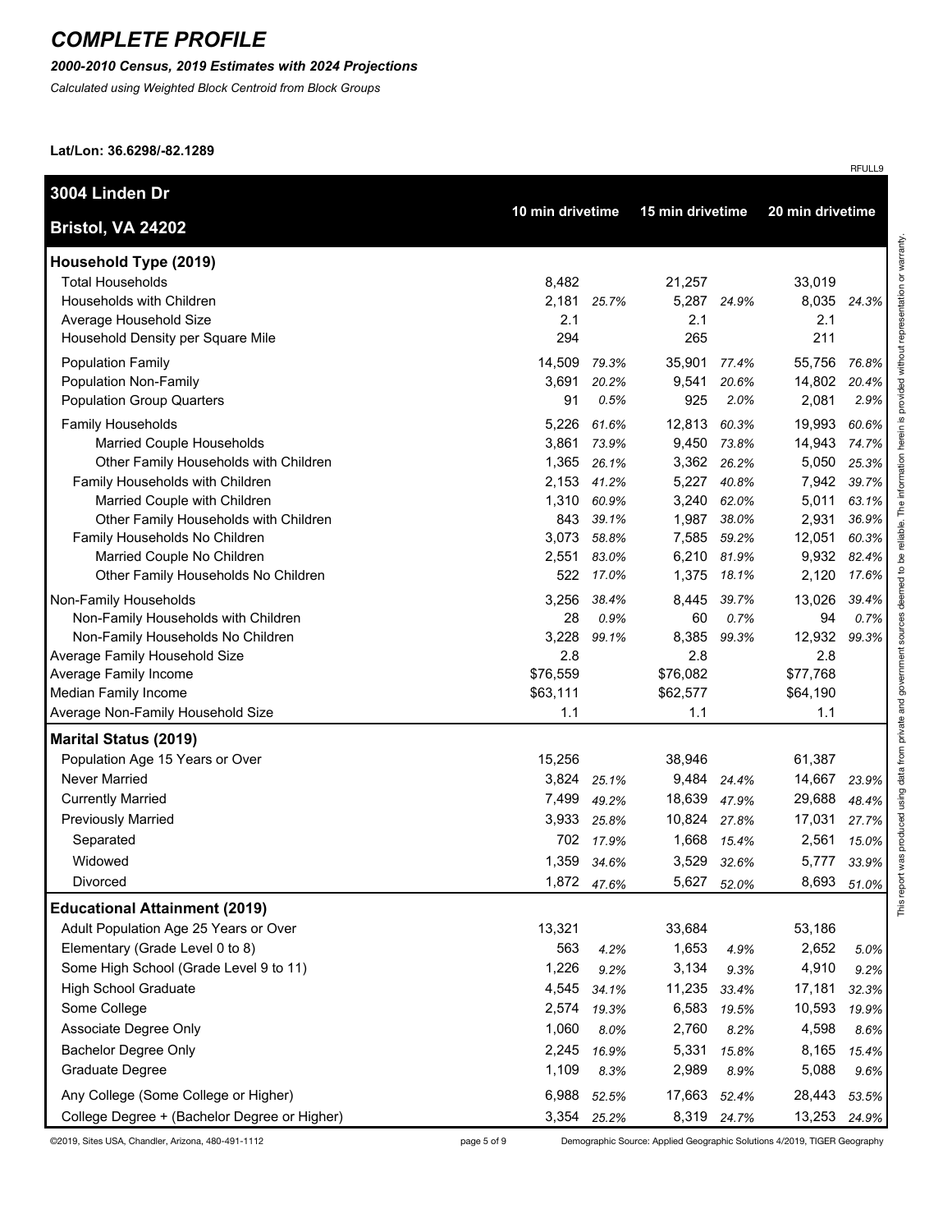# COMPLETE PROFILE

***2000-2010 Census, 2019 Estimates with 2024 Projections***

*Calculated using Weighted Block Centroid from Block Groups*

**Lat/Lon: 36.6298/-82.1289**

RFULL9

| **3004 Linden Dr**<br>**Bristol, VA 24202** | **10 min drivetime** | | **15 min drivetime** | | **20 min drivetime** | |
|---|---|---|---|---|---|---|
| **Household Type (2019)** | | | | | | |
| Total Households | 8,482 | | 21,257 | | 33,019 | |
| Households with Children | 2,181 | *25.7%* | 5,287 | *24.9%* | 8,035 | *24.3%* |
| Average Household Size | 2.1 | | 2.1 | | 2.1 | |
| Household Density per Square Mile | 294 | | 265 | | 211 | |
| Population Family | 14,509 | *79.3%* | 35,901 | *77.4%* | 55,756 | *76.8%* |
| Population Non-Family | 3,691 | *20.2%* | 9,541 | *20.6%* | 14,802 | *20.4%* |
| Population Group Quarters | 91 | *0.5%* | 925 | *2.0%* | 2,081 | *2.9%* |
| Family Households | 5,226 | *61.6%* | 12,813 | *60.3%* | 19,993 | *60.6%* |
| Married Couple Households | 3,861 | *73.9%* | 9,450 | *73.8%* | 14,943 | *74.7%* |
| Other Family Households with Children | 1,365 | *26.1%* | 3,362 | *26.2%* | 5,050 | *25.3%* |
| Family Households with Children | 2,153 | *41.2%* | 5,227 | *40.8%* | 7,942 | *39.7%* |
| Married Couple with Children | 1,310 | *60.9%* | 3,240 | *62.0%* | 5,011 | *63.1%* |
| Other Family Households with Children | 843 | *39.1%* | 1,987 | *38.0%* | 2,931 | *36.9%* |
| Family Households No Children | 3,073 | *58.8%* | 7,585 | *59.2%* | 12,051 | *60.3%* |
| Married Couple No Children | 2,551 | *83.0%* | 6,210 | *81.9%* | 9,932 | *82.4%* |
| Other Family Households No Children | 522 | *17.0%* | 1,375 | *18.1%* | 2,120 | *17.6%* |
| Non-Family Households | 3,256 | *38.4%* | 8,445 | *39.7%* | 13,026 | *39.4%* |
| Non-Family Households with Children | 28 | *0.9%* | 60 | *0.7%* | 94 | *0.7%* |
| Non-Family Households No Children | 3,228 | *99.1%* | 8,385 | *99.3%* | 12,932 | *99.3%* |
| Average Family Household Size | 2.8 | | 2.8 | | 2.8 | |
| Average Family Income | $76,559 | | $76,082 | | $77,768 | |
| Median Family Income | $63,111 | | $62,577 | | $64,190 | |
| Average Non-Family Household Size | 1.1 | | 1.1 | | 1.1 | |
| **Marital Status (2019)** | | | | | | |
| Population Age 15 Years or Over | 15,256 | | 38,946 | | 61,387 | |
| Never Married | 3,824 | *25.1%* | 9,484 | *24.4%* | 14,667 | *23.9%* |
| Currently Married | 7,499 | *49.2%* | 18,639 | *47.9%* | 29,688 | *48.4%* |
| Previously Married | 3,933 | *25.8%* | 10,824 | *27.8%* | 17,031 | *27.7%* |
| Separated | 702 | *17.9%* | 1,668 | *15.4%* | 2,561 | *15.0%* |
| Widowed | 1,359 | *34.6%* | 3,529 | *32.6%* | 5,777 | *33.9%* |
| Divorced | 1,872 | *47.6%* | 5,627 | *52.0%* | 8,693 | *51.0%* |
| **Educational Attainment (2019)** | | | | | | |
| Adult Population Age 25 Years or Over | 13,321 | | 33,684 | | 53,186 | |
| Elementary (Grade Level 0 to 8) | 563 | *4.2%* | 1,653 | *4.9%* | 2,652 | *5.0%* |
| Some High School (Grade Level 9 to 11) | 1,226 | *9.2%* | 3,134 | *9.3%* | 4,910 | *9.2%* |
| High School Graduate | 4,545 | *34.1%* | 11,235 | *33.4%* | 17,181 | *32.3%* |
| Some College | 2,574 | *19.3%* | 6,583 | *19.5%* | 10,593 | *19.9%* |
| Associate Degree Only | 1,060 | *8.0%* | 2,760 | *8.2%* | 4,598 | *8.6%* |
| Bachelor Degree Only | 2,245 | *16.9%* | 5,331 | *15.8%* | 8,165 | *15.4%* |
| Graduate Degree | 1,109 | *8.3%* | 2,989 | *8.9%* | 5,088 | *9.6%* |
| Any College (Some College or Higher) | 6,988 | *52.5%* | 17,663 | *52.4%* | 28,443 | *53.5%* |
| College Degree + (Bachelor Degree or Higher) | 3,354 | *25.2%* | 8,319 | *24.7%* | 13,253 | *24.9%* |

This report was produced using data from private and government sources deemed to be reliable. The information herein is provided without representation or warranty.

©2019, Sites USA, Chandler, Arizona, 480-491-1112

Demographic Source: Applied Geographic Solutions 4/2019, TIGER Geography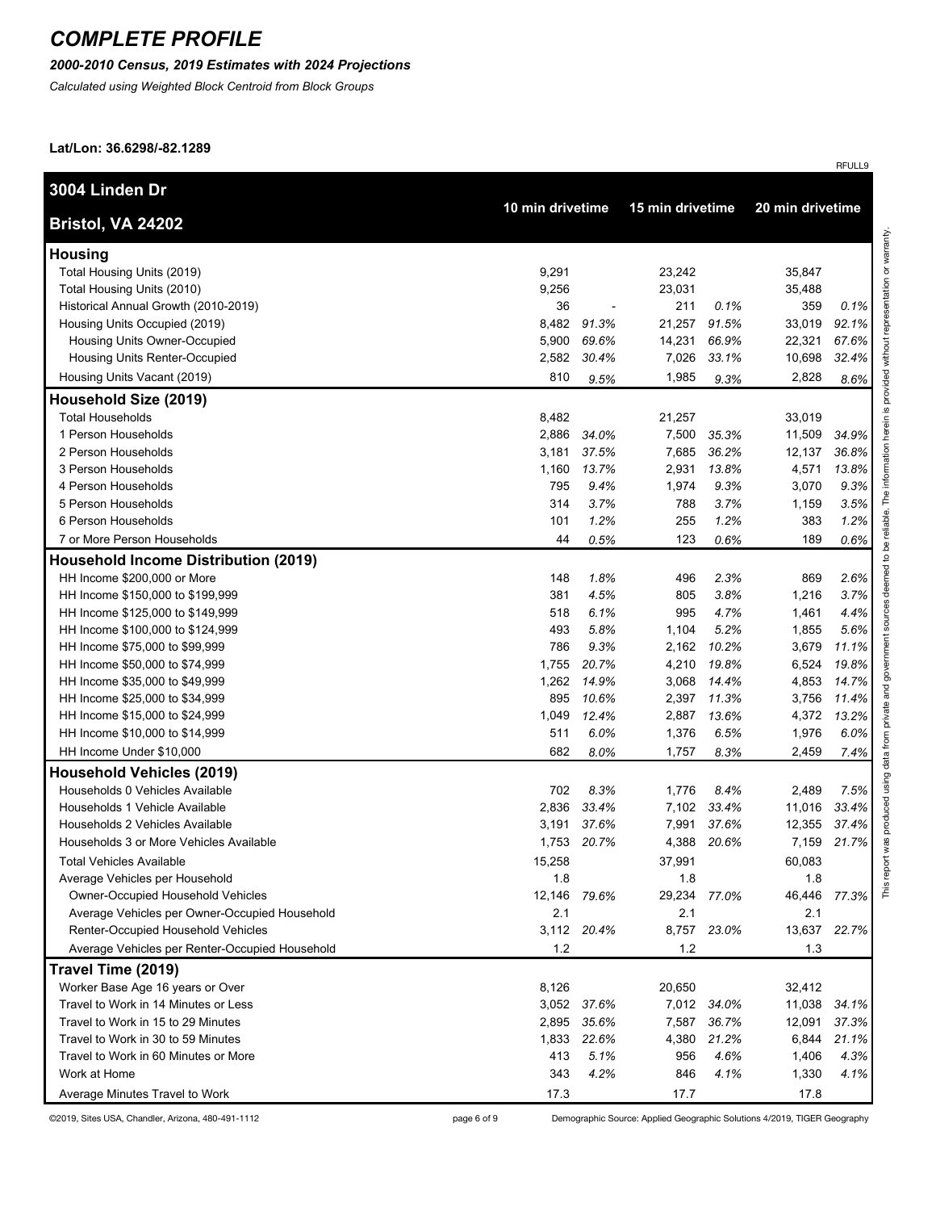# COMPLETE PROFILE

***2000-2010 Census, 2019 Estimates with 2024 Projections***

*Calculated using Weighted Block Centroid from Block Groups*

**Lat/Lon: 36.6298/-82.1289**

RFULL9

| **3004 Linden Dr** **Bristol, VA 24202** | **10 min drivetime** | | **15 min drivetime** | | **20 min drivetime** | |
|---|---|---|---|---|---|---|
| **Housing** | | | | | | |
| Total Housing Units (2019) | 9,291 | | 23,242 | | 35,847 | |
| Total Housing Units (2010) | 9,256 | | 23,031 | | 35,488 | |
| Historical Annual Growth (2010-2019) | 36 | - | 211 | *0.1%* | 359 | *0.1%* |
| Housing Units Occupied (2019) | 8,482 | *91.3%* | 21,257 | *91.5%* | 33,019 | *92.1%* |
| Housing Units Owner-Occupied | 5,900 | *69.6%* | 14,231 | *66.9%* | 22,321 | *67.6%* |
| Housing Units Renter-Occupied | 2,582 | *30.4%* | 7,026 | *33.1%* | 10,698 | *32.4%* |
| Housing Units Vacant (2019) | 810 | *9.5%* | 1,985 | *9.3%* | 2,828 | *8.6%* |
| **Household Size (2019)** | | | | | | |
| Total Households | 8,482 | | 21,257 | | 33,019 | |
| 1 Person Households | 2,886 | *34.0%* | 7,500 | *35.3%* | 11,509 | *34.9%* |
| 2 Person Households | 3,181 | *37.5%* | 7,685 | *36.2%* | 12,137 | *36.8%* |
| 3 Person Households | 1,160 | *13.7%* | 2,931 | *13.8%* | 4,571 | *13.8%* |
| 4 Person Households | 795 | *9.4%* | 1,974 | *9.3%* | 3,070 | *9.3%* |
| 5 Person Households | 314 | *3.7%* | 788 | *3.7%* | 1,159 | *3.5%* |
| 6 Person Households | 101 | *1.2%* | 255 | *1.2%* | 383 | *1.2%* |
| 7 or More Person Households | 44 | *0.5%* | 123 | *0.6%* | 189 | *0.6%* |
| **Household Income Distribution (2019)** | | | | | | |
| HH Income $200,000 or More | 148 | *1.8%* | 496 | *2.3%* | 869 | *2.6%* |
| HH Income $150,000 to $199,999 | 381 | *4.5%* | 805 | *3.8%* | 1,216 | *3.7%* |
| HH Income $125,000 to $149,999 | 518 | *6.1%* | 995 | *4.7%* | 1,461 | *4.4%* |
| HH Income $100,000 to $124,999 | 493 | *5.8%* | 1,104 | *5.2%* | 1,855 | *5.6%* |
| HH Income $75,000 to $99,999 | 786 | *9.3%* | 2,162 | *10.2%* | 3,679 | *11.1%* |
| HH Income $50,000 to $74,999 | 1,755 | *20.7%* | 4,210 | *19.8%* | 6,524 | *19.8%* |
| HH Income $35,000 to $49,999 | 1,262 | *14.9%* | 3,068 | *14.4%* | 4,853 | *14.7%* |
| HH Income $25,000 to $34,999 | 895 | *10.6%* | 2,397 | *11.3%* | 3,756 | *11.4%* |
| HH Income $15,000 to $24,999 | 1,049 | *12.4%* | 2,887 | *13.6%* | 4,372 | *13.2%* |
| HH Income $10,000 to $14,999 | 511 | *6.0%* | 1,376 | *6.5%* | 1,976 | *6.0%* |
| HH Income Under $10,000 | 682 | *8.0%* | 1,757 | *8.3%* | 2,459 | *7.4%* |
| **Household Vehicles (2019)** | | | | | | |
| Households 0 Vehicles Available | 702 | *8.3%* | 1,776 | *8.4%* | 2,489 | *7.5%* |
| Households 1 Vehicle Available | 2,836 | *33.4%* | 7,102 | *33.4%* | 11,016 | *33.4%* |
| Households 2 Vehicles Available | 3,191 | *37.6%* | 7,991 | *37.6%* | 12,355 | *37.4%* |
| Households 3 or More Vehicles Available | 1,753 | *20.7%* | 4,388 | *20.6%* | 7,159 | *21.7%* |
| Total Vehicles Available | 15,258 | | 37,991 | | 60,083 | |
| Average Vehicles per Household | 1.8 | | 1.8 | | 1.8 | |
| Owner-Occupied Household Vehicles | 12,146 | *79.6%* | 29,234 | *77.0%* | 46,446 | *77.3%* |
| Average Vehicles per Owner-Occupied Household | 2.1 | | 2.1 | | 2.1 | |
| Renter-Occupied Household Vehicles | 3,112 | *20.4%* | 8,757 | *23.0%* | 13,637 | *22.7%* |
| Average Vehicles per Renter-Occupied Household | 1.2 | | 1.2 | | 1.3 | |
| **Travel Time (2019)** | | | | | | |
| Worker Base Age 16 years or Over | 8,126 | | 20,650 | | 32,412 | |
| Travel to Work in 14 Minutes or Less | 3,052 | *37.6%* | 7,012 | *34.0%* | 11,038 | *34.1%* |
| Travel to Work in 15 to 29 Minutes | 2,895 | *35.6%* | 7,587 | *36.7%* | 12,091 | *37.3%* |
| Travel to Work in 30 to 59 Minutes | 1,833 | *22.6%* | 4,380 | *21.2%* | 6,844 | *21.1%* |
| Travel to Work in 60 Minutes or More | 413 | *5.1%* | 956 | *4.6%* | 1,406 | *4.3%* |
| Work at Home | 343 | *4.2%* | 846 | *4.1%* | 1,330 | *4.1%* |
| Average Minutes Travel to Work | 17.3 | | 17.7 | | 17.8 | |

This report was produced using data from private and government sources deemed to be reliable. The information herein is provided without representation or warranty.

©2019, Sites USA, Chandler, Arizona, 480-491-1112

Demographic Source: Applied Geographic Solutions 4/2019, TIGER Geography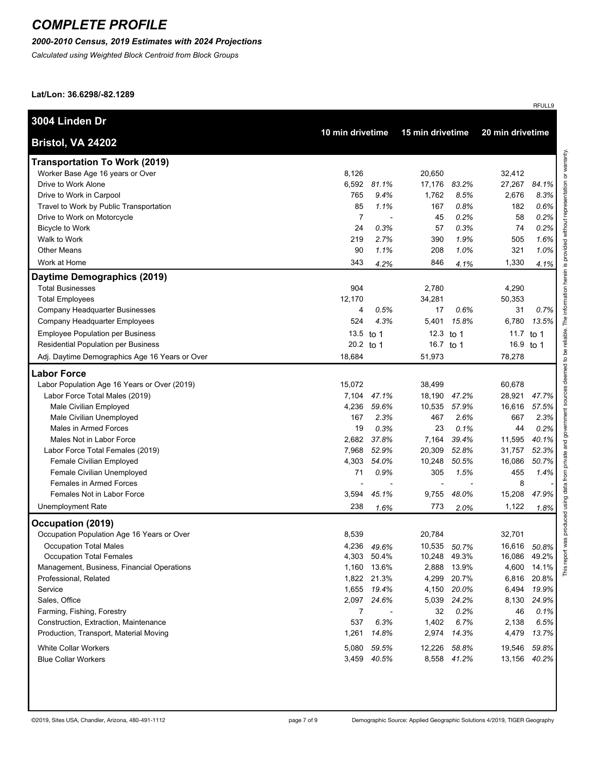# COMPLETE PROFILE

***2000-2010 Census, 2019 Estimates with 2024 Projections***

*Calculated using Weighted Block Centroid from Block Groups*

**Lat/Lon: 36.6298/-82.1289**

RFULL9

| 3004 Linden Dr<br>Bristol, VA 24202 | 10 min drivetime | | 15 min drivetime | | 20 min drivetime | |
|---|---|---|---|---|---|---|
| **Transportation To Work (2019)** | | | | | | |
| Worker Base Age 16 years or Over | 8,126 | | 20,650 | | 32,412 | |
| Drive to Work Alone | 6,592 | *81.1%* | 17,176 | *83.2%* | 27,267 | *84.1%* |
| Drive to Work in Carpool | 765 | *9.4%* | 1,762 | *8.5%* | 2,676 | *8.3%* |
| Travel to Work by Public Transportation | 85 | *1.1%* | 167 | *0.8%* | 182 | *0.6%* |
| Drive to Work on Motorcycle | 7 | - | 45 | *0.2%* | 58 | *0.2%* |
| Bicycle to Work | 24 | *0.3%* | 57 | *0.3%* | 74 | *0.2%* |
| Walk to Work | 219 | *2.7%* | 390 | *1.9%* | 505 | *1.6%* |
| Other Means | 90 | *1.1%* | 208 | *1.0%* | 321 | *1.0%* |
| Work at Home | 343 | *4.2%* | 846 | *4.1%* | 1,330 | *4.1%* |
| **Daytime Demographics (2019)** | | | | | | |
| Total Businesses | 904 | | 2,780 | | 4,290 | |
| Total Employees | 12,170 | | 34,281 | | 50,353 | |
| Company Headquarter Businesses | 4 | *0.5%* | 17 | *0.6%* | 31 | *0.7%* |
| Company Headquarter Employees | 524 | *4.3%* | 5,401 | *15.8%* | 6,780 | *13.5%* |
| Employee Population per Business | 13.5 | to 1 | 12.3 | to 1 | 11.7 | to 1 |
| Residential Population per Business | 20.2 | to 1 | 16.7 | to 1 | 16.9 | to 1 |
| Adj. Daytime Demographics Age 16 Years or Over | 18,684 | | 51,973 | | 78,278 | |
| **Labor Force** | | | | | | |
| Labor Population Age 16 Years or Over (2019) | 15,072 | | 38,499 | | 60,678 | |
| Labor Force Total Males (2019) | 7,104 | *47.1%* | 18,190 | *47.2%* | 28,921 | *47.7%* |
| Male Civilian Employed | 4,236 | *59.6%* | 10,535 | *57.9%* | 16,616 | *57.5%* |
| Male Civilian Unemployed | 167 | *2.3%* | 467 | *2.6%* | 667 | *2.3%* |
| Males in Armed Forces | 19 | *0.3%* | 23 | *0.1%* | 44 | *0.2%* |
| Males Not in Labor Force | 2,682 | *37.8%* | 7,164 | *39.4%* | 11,595 | *40.1%* |
| Labor Force Total Females (2019) | 7,968 | *52.9%* | 20,309 | *52.8%* | 31,757 | *52.3%* |
| Female Civilian Employed | 4,303 | *54.0%* | 10,248 | *50.5%* | 16,086 | *50.7%* |
| Female Civilian Unemployed | 71 | *0.9%* | 305 | *1.5%* | 455 | *1.4%* |
| Females in Armed Forces | - | - | - | - | 8 | - |
| Females Not in Labor Force | 3,594 | *45.1%* | 9,755 | *48.0%* | 15,208 | *47.9%* |
| Unemployment Rate | 238 | *1.6%* | 773 | *2.0%* | 1,122 | *1.8%* |
| **Occupation (2019)** | | | | | | |
| Occupation Population Age 16 Years or Over | 8,539 | | 20,784 | | 32,701 | |
| Occupation Total Males | 4,236 | *49.6%* | 10,535 | *50.7%* | 16,616 | *50.8%* |
| Occupation Total Females | 4,303 | 50.4% | 10,248 | 49.3% | 16,086 | 49.2% |
| Management, Business, Financial Operations | 1,160 | 13.6% | 2,888 | 13.9% | 4,600 | 14.1% |
| Professional, Related | 1,822 | 21.3% | 4,299 | 20.7% | 6,816 | 20.8% |
| Service | 1,655 | *19.4%* | 4,150 | *20.0%* | 6,494 | *19.9%* |
| Sales, Office | 2,097 | *24.6%* | 5,039 | *24.2%* | 8,130 | *24.9%* |
| Farming, Fishing, Forestry | 7 | - | 32 | *0.2%* | 46 | *0.1%* |
| Construction, Extraction, Maintenance | 537 | *6.3%* | 1,402 | *6.7%* | 2,138 | *6.5%* |
| Production, Transport, Material Moving | 1,261 | *14.8%* | 2,974 | *14.3%* | 4,479 | *13.7%* |
| White Collar Workers | 5,080 | *59.5%* | 12,226 | *58.8%* | 19,546 | *59.8%* |
| Blue Collar Workers | 3,459 | *40.5%* | 8,558 | *41.2%* | 13,156 | *40.2%* |

This report was produced using data from private and government sources deemed to be reliable. The information herein is provided without representation or warranty.

©2019, Sites USA, Chandler, Arizona, 480-491-1112

Demographic Source: Applied Geographic Solutions 4/2019, TIGER Geography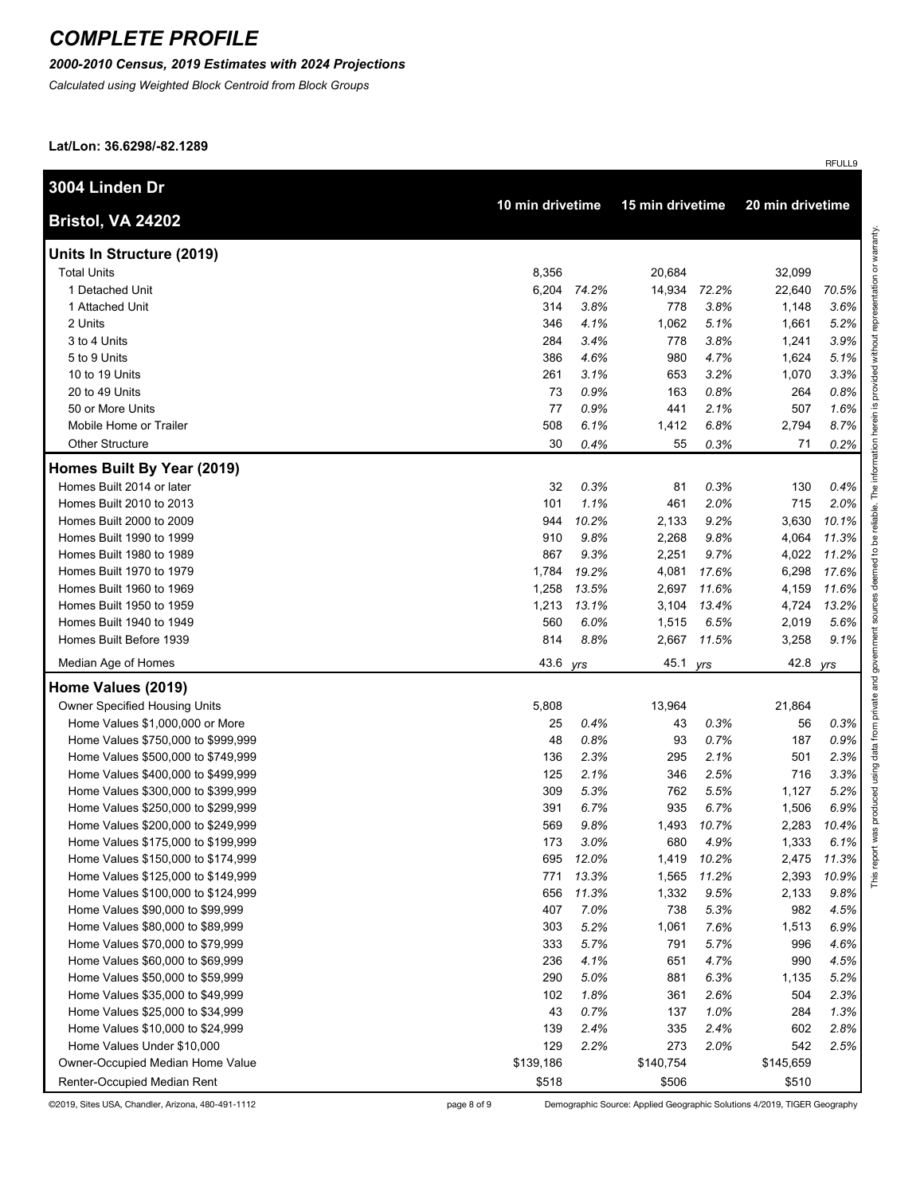# COMPLETE PROFILE

***2000-2010 Census, 2019 Estimates with 2024 Projections***

*Calculated using Weighted Block Centroid from Block Groups*

**Lat/Lon: 36.6298/-82.1289**

RFULL9

| **3004 Linden Dr Bristol, VA 24202** | **10 min drivetime** | | **15 min drivetime** | | **20 min drivetime** | |
|---|---|---|---|---|---|---|
| **Units In Structure (2019)** | | | | | | |
| Total Units | 8,356 | | 20,684 | | 32,099 | |
| 1 Detached Unit | 6,204 | *74.2%* | 14,934 | *72.2%* | 22,640 | *70.5%* |
| 1 Attached Unit | 314 | *3.8%* | 778 | *3.8%* | 1,148 | *3.6%* |
| 2 Units | 346 | *4.1%* | 1,062 | *5.1%* | 1,661 | *5.2%* |
| 3 to 4 Units | 284 | *3.4%* | 778 | *3.8%* | 1,241 | *3.9%* |
| 5 to 9 Units | 386 | *4.6%* | 980 | *4.7%* | 1,624 | *5.1%* |
| 10 to 19 Units | 261 | *3.1%* | 653 | *3.2%* | 1,070 | *3.3%* |
| 20 to 49 Units | 73 | *0.9%* | 163 | *0.8%* | 264 | *0.8%* |
| 50 or More Units | 77 | *0.9%* | 441 | *2.1%* | 507 | *1.6%* |
| Mobile Home or Trailer | 508 | *6.1%* | 1,412 | *6.8%* | 2,794 | *8.7%* |
| Other Structure | 30 | *0.4%* | 55 | *0.3%* | 71 | *0.2%* |
| **Homes Built By Year (2019)** | | | | | | |
| Homes Built 2014 or later | 32 | *0.3%* | 81 | *0.3%* | 130 | *0.4%* |
| Homes Built 2010 to 2013 | 101 | *1.1%* | 461 | *2.0%* | 715 | *2.0%* |
| Homes Built 2000 to 2009 | 944 | *10.2%* | 2,133 | *9.2%* | 3,630 | *10.1%* |
| Homes Built 1990 to 1999 | 910 | *9.8%* | 2,268 | *9.8%* | 4,064 | *11.3%* |
| Homes Built 1980 to 1989 | 867 | *9.3%* | 2,251 | *9.7%* | 4,022 | *11.2%* |
| Homes Built 1970 to 1979 | 1,784 | *19.2%* | 4,081 | *17.6%* | 6,298 | *17.6%* |
| Homes Built 1960 to 1969 | 1,258 | *13.5%* | 2,697 | *11.6%* | 4,159 | *11.6%* |
| Homes Built 1950 to 1959 | 1,213 | *13.1%* | 3,104 | *13.4%* | 4,724 | *13.2%* |
| Homes Built 1940 to 1949 | 560 | *6.0%* | 1,515 | *6.5%* | 2,019 | *5.6%* |
| Homes Built Before 1939 | 814 | *8.8%* | 2,667 | *11.5%* | 3,258 | *9.1%* |
| Median Age of Homes | 43.6 | *yrs* | 45.1 | *yrs* | 42.8 | *yrs* |
| **Home Values (2019)** | | | | | | |
| Owner Specified Housing Units | 5,808 | | 13,964 | | 21,864 | |
| Home Values $1,000,000 or More | 25 | *0.4%* | 43 | *0.3%* | 56 | *0.3%* |
| Home Values $750,000 to $999,999 | 48 | *0.8%* | 93 | *0.7%* | 187 | *0.9%* |
| Home Values $500,000 to $749,999 | 136 | *2.3%* | 295 | *2.1%* | 501 | *2.3%* |
| Home Values $400,000 to $499,999 | 125 | *2.1%* | 346 | *2.5%* | 716 | *3.3%* |
| Home Values $300,000 to $399,999 | 309 | *5.3%* | 762 | *5.5%* | 1,127 | *5.2%* |
| Home Values $250,000 to $299,999 | 391 | *6.7%* | 935 | *6.7%* | 1,506 | *6.9%* |
| Home Values $200,000 to $249,999 | 569 | *9.8%* | 1,493 | *10.7%* | 2,283 | *10.4%* |
| Home Values $175,000 to $199,999 | 173 | *3.0%* | 680 | *4.9%* | 1,333 | *6.1%* |
| Home Values $150,000 to $174,999 | 695 | *12.0%* | 1,419 | *10.2%* | 2,475 | *11.3%* |
| Home Values $125,000 to $149,999 | 771 | *13.3%* | 1,565 | *11.2%* | 2,393 | *10.9%* |
| Home Values $100,000 to $124,999 | 656 | *11.3%* | 1,332 | *9.5%* | 2,133 | *9.8%* |
| Home Values $90,000 to $99,999 | 407 | *7.0%* | 738 | *5.3%* | 982 | *4.5%* |
| Home Values $80,000 to $89,999 | 303 | *5.2%* | 1,061 | *7.6%* | 1,513 | *6.9%* |
| Home Values $70,000 to $79,999 | 333 | *5.7%* | 791 | *5.7%* | 996 | *4.6%* |
| Home Values $60,000 to $69,999 | 236 | *4.1%* | 651 | *4.7%* | 990 | *4.5%* |
| Home Values $50,000 to $59,999 | 290 | *5.0%* | 881 | *6.3%* | 1,135 | *5.2%* |
| Home Values $35,000 to $49,999 | 102 | *1.8%* | 361 | *2.6%* | 504 | *2.3%* |
| Home Values $25,000 to $34,999 | 43 | *0.7%* | 137 | *1.0%* | 284 | *1.3%* |
| Home Values $10,000 to $24,999 | 139 | *2.4%* | 335 | *2.4%* | 602 | *2.8%* |
| Home Values Under $10,000 | 129 | *2.2%* | 273 | *2.0%* | 542 | *2.5%* |
| Owner-Occupied Median Home Value | $139,186 | | $140,754 | | $145,659 | |
| Renter-Occupied Median Rent | $518 | | $506 | | $510 | |

This report was produced using data from private and government sources deemed to be reliable. The information herein is provided without representation or warranty.

©2019, Sites USA, Chandler, Arizona, 480-491-1112

Demographic Source: Applied Geographic Solutions 4/2019, TIGER Geography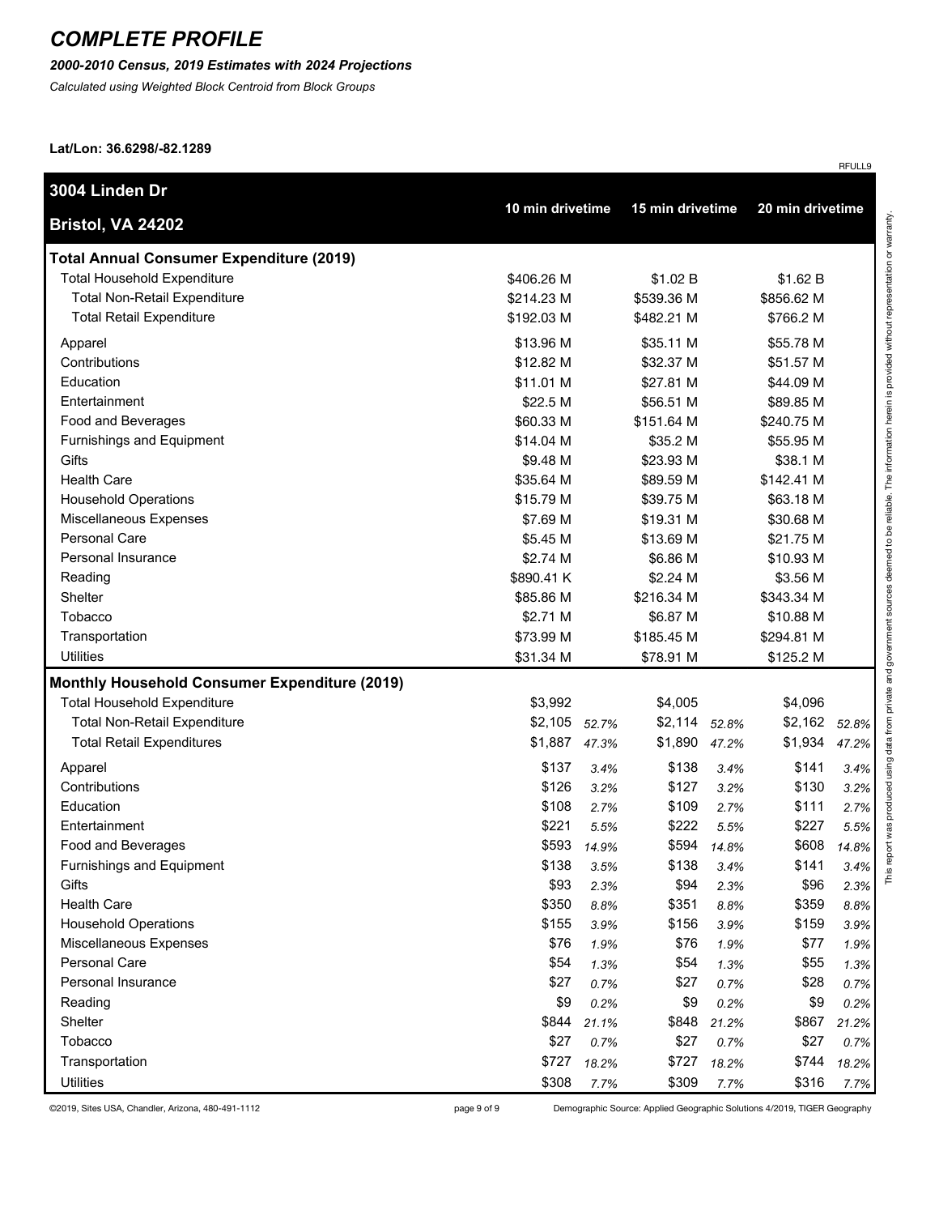# COMPLETE PROFILE

***2000-2010 Census, 2019 Estimates with 2024 Projections***

*Calculated using Weighted Block Centroid from Block Groups*

**Lat/Lon: 36.6298/-82.1289**

RFULL9

| **3004 Linden Dr** **Bristol, VA 24202** | **10 min drivetime** | | **15 min drivetime** | | **20 min drivetime** | |
|---|---|---|---|---|---|---|
| **Total Annual Consumer Expenditure (2019)** | | | | | | |
| Total Household Expenditure | $406.26 M | | $1.02 B | | $1.62 B | |
| Total Non-Retail Expenditure | $214.23 M | | $539.36 M | | $856.62 M | |
| Total Retail Expenditure | $192.03 M | | $482.21 M | | $766.2 M | |
| Apparel | $13.96 M | | $35.11 M | | $55.78 M | |
| Contributions | $12.82 M | | $32.37 M | | $51.57 M | |
| Education | $11.01 M | | $27.81 M | | $44.09 M | |
| Entertainment | $22.5 M | | $56.51 M | | $89.85 M | |
| Food and Beverages | $60.33 M | | $151.64 M | | $240.75 M | |
| Furnishings and Equipment | $14.04 M | | $35.2 M | | $55.95 M | |
| Gifts | $9.48 M | | $23.93 M | | $38.1 M | |
| Health Care | $35.64 M | | $89.59 M | | $142.41 M | |
| Household Operations | $15.79 M | | $39.75 M | | $63.18 M | |
| Miscellaneous Expenses | $7.69 M | | $19.31 M | | $30.68 M | |
| Personal Care | $5.45 M | | $13.69 M | | $21.75 M | |
| Personal Insurance | $2.74 M | | $6.86 M | | $10.93 M | |
| Reading | $890.41 K | | $2.24 M | | $3.56 M | |
| Shelter | $85.86 M | | $216.34 M | | $343.34 M | |
| Tobacco | $2.71 M | | $6.87 M | | $10.88 M | |
| Transportation | $73.99 M | | $185.45 M | | $294.81 M | |
| Utilities | $31.34 M | | $78.91 M | | $125.2 M | |
| **Monthly Household Consumer Expenditure (2019)** | | | | | | |
| Total Household Expenditure | $3,992 | | $4,005 | | $4,096 | |
| Total Non-Retail Expenditure | $2,105 | *52.7%* | $2,114 | *52.8%* | $2,162 | *52.8%* |
| Total Retail Expenditures | $1,887 | *47.3%* | $1,890 | *47.2%* | $1,934 | *47.2%* |
| Apparel | $137 | *3.4%* | $138 | *3.4%* | $141 | *3.4%* |
| Contributions | $126 | *3.2%* | $127 | *3.2%* | $130 | *3.2%* |
| Education | $108 | *2.7%* | $109 | *2.7%* | $111 | *2.7%* |
| Entertainment | $221 | *5.5%* | $222 | *5.5%* | $227 | *5.5%* |
| Food and Beverages | $593 | *14.9%* | $594 | *14.8%* | $608 | *14.8%* |
| Furnishings and Equipment | $138 | *3.5%* | $138 | *3.4%* | $141 | *3.4%* |
| Gifts | $93 | *2.3%* | $94 | *2.3%* | $96 | *2.3%* |
| Health Care | $350 | *8.8%* | $351 | *8.8%* | $359 | *8.8%* |
| Household Operations | $155 | *3.9%* | $156 | *3.9%* | $159 | *3.9%* |
| Miscellaneous Expenses | $76 | *1.9%* | $76 | *1.9%* | $77 | *1.9%* |
| Personal Care | $54 | *1.3%* | $54 | *1.3%* | $55 | *1.3%* |
| Personal Insurance | $27 | *0.7%* | $27 | *0.7%* | $28 | *0.7%* |
| Reading | $9 | *0.2%* | $9 | *0.2%* | $9 | *0.2%* |
| Shelter | $844 | *21.1%* | $848 | *21.2%* | $867 | *21.2%* |
| Tobacco | $27 | *0.7%* | $27 | *0.7%* | $27 | *0.7%* |
| Transportation | $727 | *18.2%* | $727 | *18.2%* | $744 | *18.2%* |
| Utilities | $308 | *7.7%* | $309 | *7.7%* | $316 | *7.7%* |

This report was produced using data from private and government sources deemed to be reliable. The information herein is provided without representation or warranty.

©2019, Sites USA, Chandler, Arizona, 480-491-1112

Demographic Source: Applied Geographic Solutions 4/2019, TIGER Geography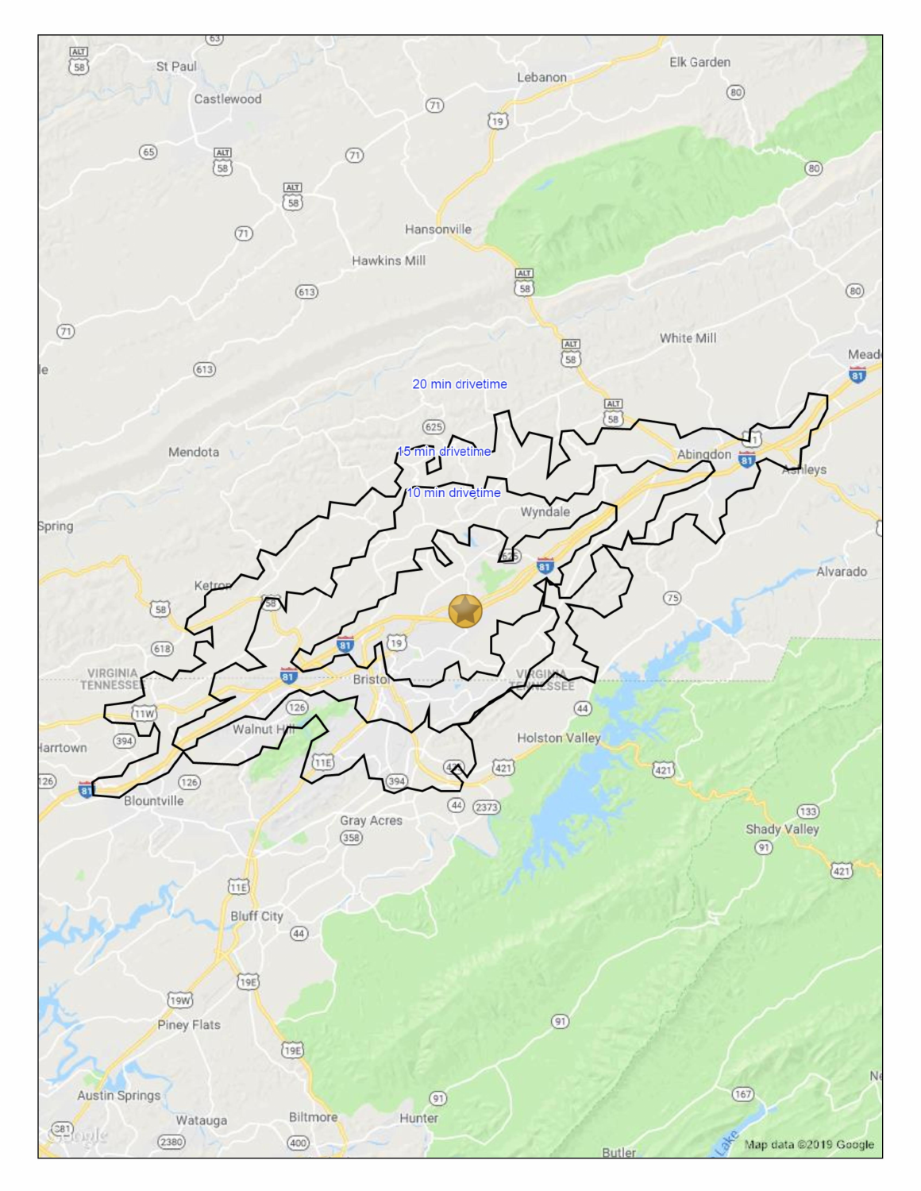20 min drivetime

15 min drivetime

10 min drivetime

Map data ©2019 Google